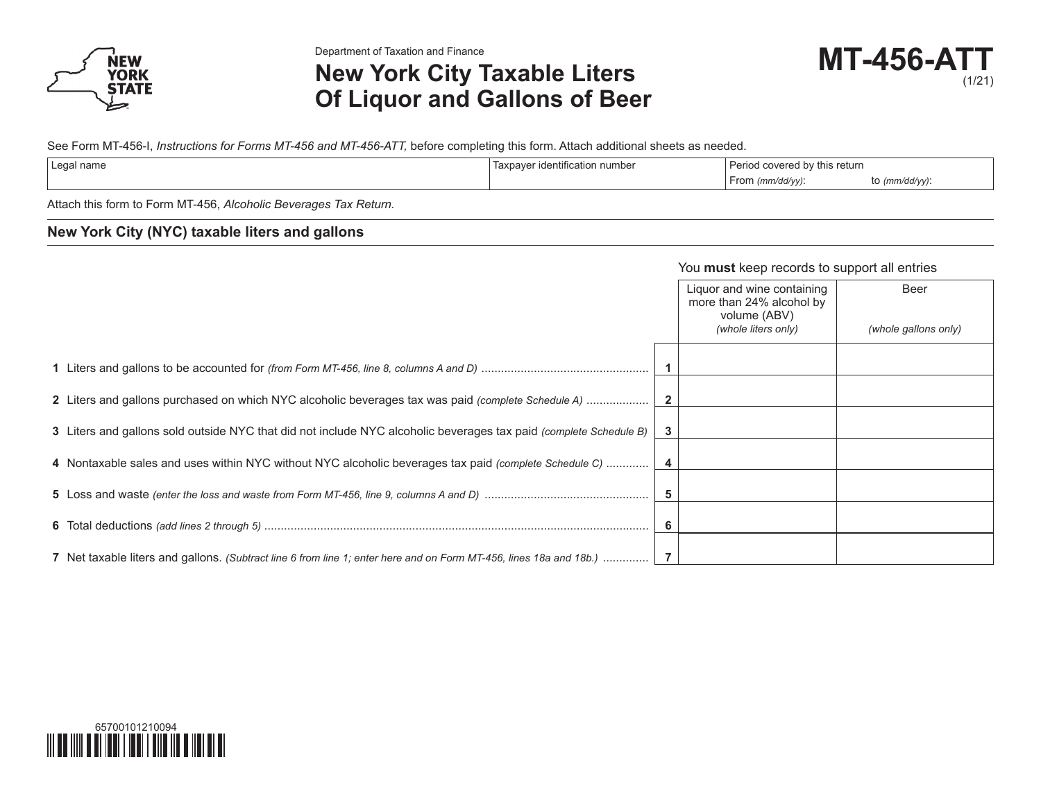Department of Taxation and Finance

# New York City Taxable Liters Of Liquor and Gallons of Beer

**MT-456-ATT**
(1/21)

See Form MT-456-I, *Instructions for Forms MT-456 and MT-456-ATT,* before completing this form. Attach additional sheets as needed.

| Legal name | Taxpayer identification number | Period covered by this return From *(mm/dd/yy)*: to *(mm/dd/yy)*: |
|---|---|---|
| | | |

Attach this form to Form MT-456, *Alcoholic Beverages Tax Return.*

## New York City (NYC) taxable liters and gallons

You **must** keep records to support all entries

| | | Liquor and wine containing more than 24% alcohol by volume (ABV) *(whole liters only)* | Beer *(whole gallons only)* |
|---|---|---|---|
| **1** Liters and gallons to be accounted for *(from Form MT-456, line 8, columns A and D)* | 1 | | |
| **2** Liters and gallons purchased on which NYC alcoholic beverages tax was paid *(complete Schedule A)* | 2 | | |
| **3** Liters and gallons sold outside NYC that did not include NYC alcoholic beverages tax paid *(complete Schedule B)* | 3 | | |
| **4** Nontaxable sales and uses within NYC without NYC alcoholic beverages tax paid *(complete Schedule C)* | 4 | | |
| **5** Loss and waste *(enter the loss and waste from Form MT-456, line 9, columns A and D)* | 5 | | |
| **6** Total deductions *(add lines 2 through 5)* | 6 | | |
| **7** Net taxable liters and gallons. *(Subtract line 6 from line 1; enter here and on Form MT-456, lines 18a and 18b.)* | 7 | | |

65700101210094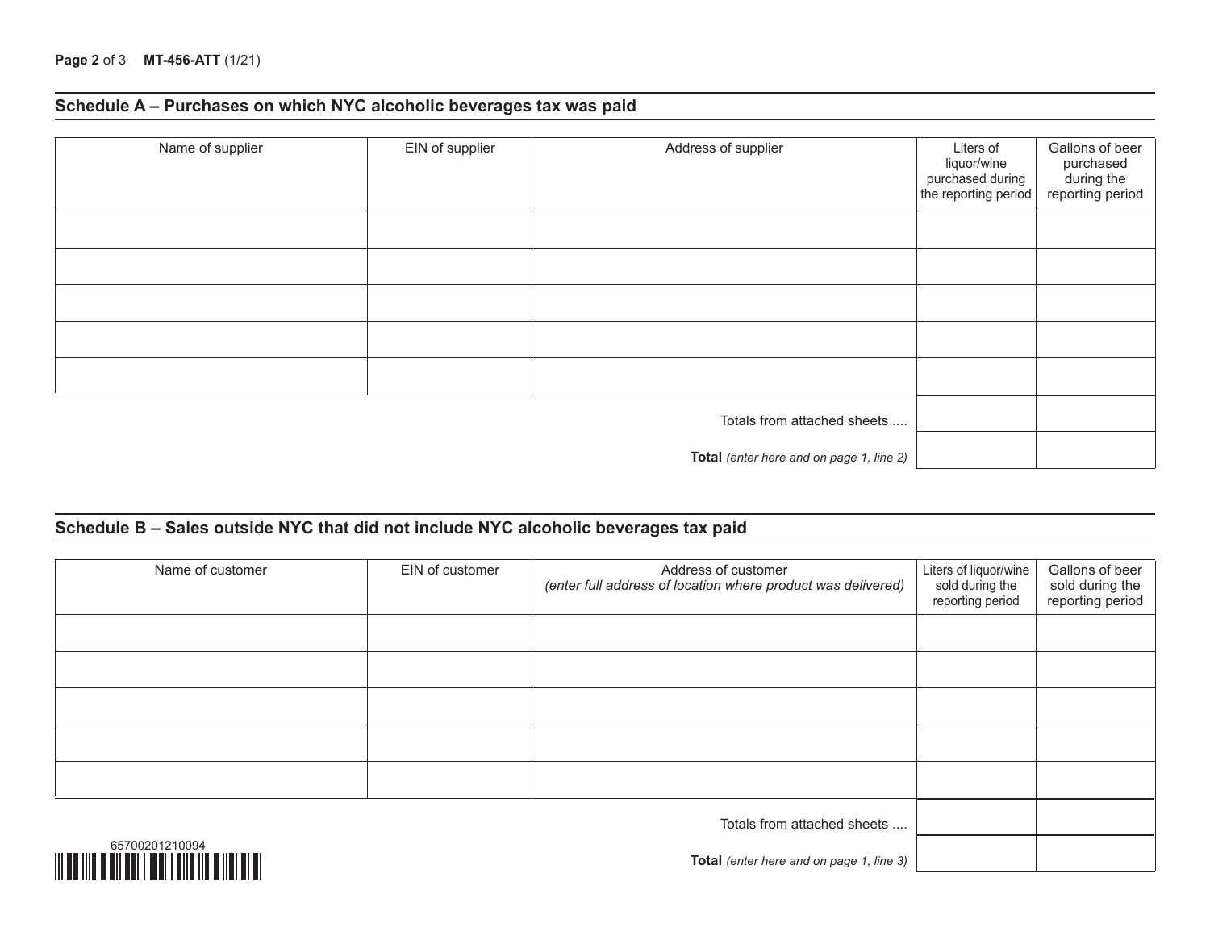## Schedule A – Purchases on which NYC alcoholic beverages tax was paid

| Name of supplier | EIN of supplier | Address of supplier | Liters of liquor/wine purchased during the reporting period | Gallons of beer purchased during the reporting period |
|---|---|---|---|---|
| | | | | |
| | | | | |
| | | | | |
| | | | | |
| | | | | |
| | | Totals from attached sheets .... | | |
| | | **Total** *(enter here and on page 1, line 2)* | | |

## Schedule B – Sales outside NYC that did not include NYC alcoholic beverages tax paid

| Name of customer | EIN of customer | Address of customer *(enter full address of location where product was delivered)* | Liters of liquor/wine sold during the reporting period | Gallons of beer sold during the reporting period |
|---|---|---|---|---|
| | | | | |
| | | | | |
| | | | | |
| | | | | |
| | | | | |
| | | Totals from attached sheets .... | | |
| | | **Total** *(enter here and on page 1, line 3)* | | |

65700201210094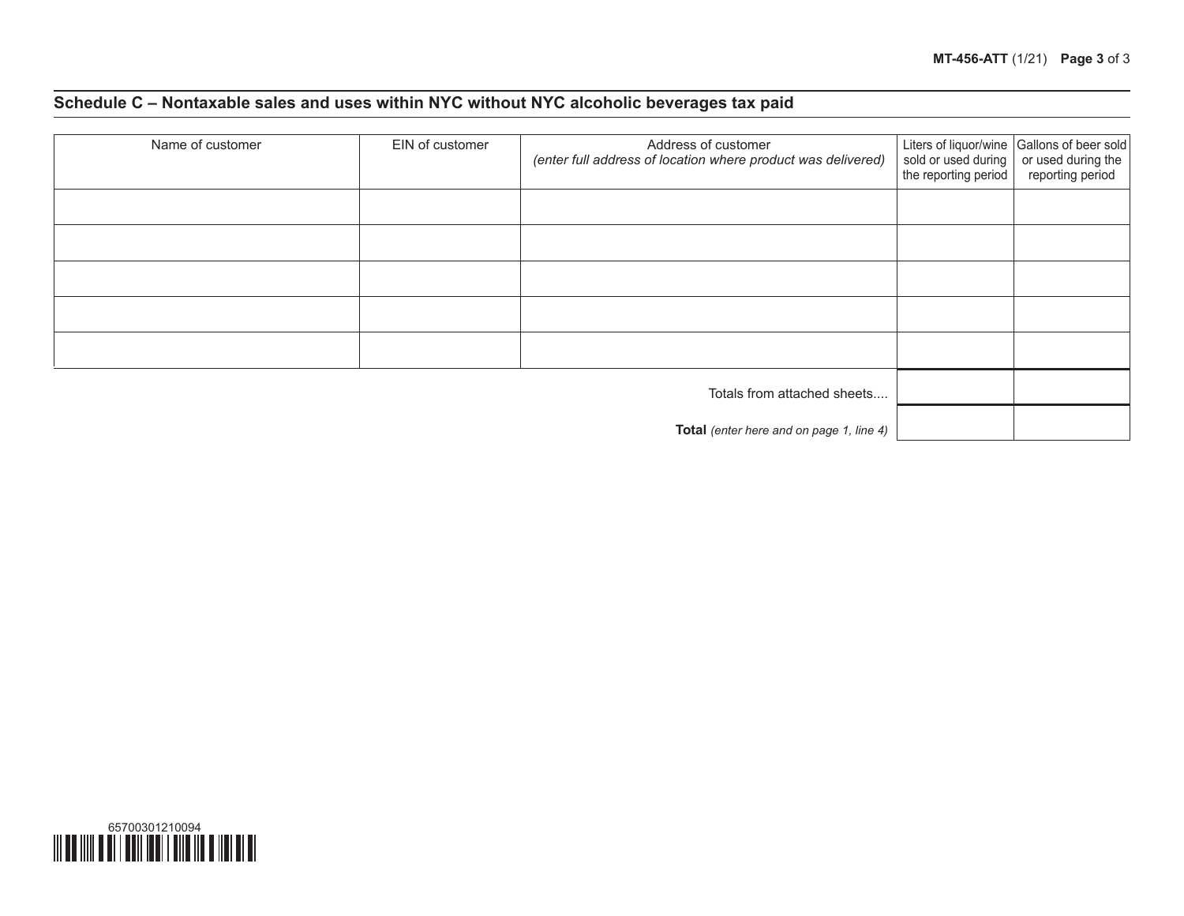## Schedule C – Nontaxable sales and uses within NYC without NYC alcoholic beverages tax paid

| Name of customer | EIN of customer | Address of customer *(enter full address of location where product was delivered)* | Liters of liquor/wine sold or used during the reporting period | Gallons of beer sold or used during the reporting period |
|---|---|---|---|---|
| | | | | |
| | | | | |
| | | | | |
| | | | | |
| | | | | |
| | | Totals from attached sheets.... | | |
| | | **Total** *(enter here and on page 1, line 4)* | | |

65700301210094